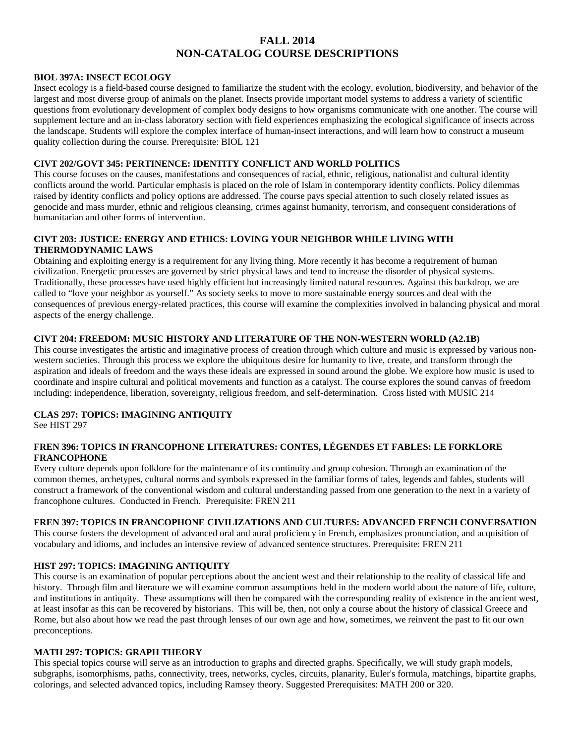# FALL 2014
# NON-CATALOG COURSE DESCRIPTIONS

### BIOL 397A: INSECT ECOLOGY

Insect ecology is a field-based course designed to familiarize the student with the ecology, evolution, biodiversity, and behavior of the largest and most diverse group of animals on the planet. Insects provide important model systems to address a variety of scientific questions from evolutionary development of complex body designs to how organisms communicate with one another. The course will supplement lecture and an in-class laboratory section with field experiences emphasizing the ecological significance of insects across the landscape. Students will explore the complex interface of human-insect interactions, and will learn how to construct a museum quality collection during the course. Prerequisite: BIOL 121

### CIVT 202/GOVT 345: PERTINENCE: IDENTITY CONFLICT AND WORLD POLITICS

This course focuses on the causes, manifestations and consequences of racial, ethnic, religious, nationalist and cultural identity conflicts around the world. Particular emphasis is placed on the role of Islam in contemporary identity conflicts. Policy dilemmas raised by identity conflicts and policy options are addressed. The course pays special attention to such closely related issues as genocide and mass murder, ethnic and religious cleansing, crimes against humanity, terrorism, and consequent considerations of humanitarian and other forms of intervention.

### CIVT 203: JUSTICE: ENERGY AND ETHICS: LOVING YOUR NEIGHBOR WHILE LIVING WITH THERMODYNAMIC LAWS

Obtaining and exploiting energy is a requirement for any living thing. More recently it has become a requirement of human civilization. Energetic processes are governed by strict physical laws and tend to increase the disorder of physical systems. Traditionally, these processes have used highly efficient but increasingly limited natural resources. Against this backdrop, we are called to "love your neighbor as yourself." As society seeks to move to more sustainable energy sources and deal with the consequences of previous energy-related practices, this course will examine the complexities involved in balancing physical and moral aspects of the energy challenge.

### CIVT 204: FREEDOM: MUSIC HISTORY AND LITERATURE OF THE NON-WESTERN WORLD (A2.1B)

This course investigates the artistic and imaginative process of creation through which culture and music is expressed by various non-western societies. Through this process we explore the ubiquitous desire for humanity to live, create, and transform through the aspiration and ideals of freedom and the ways these ideals are expressed in sound around the globe. We explore how music is used to coordinate and inspire cultural and political movements and function as a catalyst. The course explores the sound canvas of freedom including: independence, liberation, sovereignty, religious freedom, and self-determination. Cross listed with MUSIC 214

### CLAS 297: TOPICS: IMAGINING ANTIQUITY

See HIST 297

### FREN 396: TOPICS IN FRANCOPHONE LITERATURES: CONTES, LÉGENDES ET FABLES: LE FORKLORE FRANCOPHONE

Every culture depends upon folklore for the maintenance of its continuity and group cohesion. Through an examination of the common themes, archetypes, cultural norms and symbols expressed in the familiar forms of tales, legends and fables, students will construct a framework of the conventional wisdom and cultural understanding passed from one generation to the next in a variety of francophone cultures. Conducted in French. Prerequisite: FREN 211

### FREN 397: TOPICS IN FRANCOPHONE CIVILIZATIONS AND CULTURES: ADVANCED FRENCH CONVERSATION

This course fosters the development of advanced oral and aural proficiency in French, emphasizes pronunciation, and acquisition of vocabulary and idioms, and includes an intensive review of advanced sentence structures. Prerequisite: FREN 211

### HIST 297: TOPICS: IMAGINING ANTIQUITY

This course is an examination of popular perceptions about the ancient west and their relationship to the reality of classical life and history. Through film and literature we will examine common assumptions held in the modern world about the nature of life, culture, and institutions in antiquity. These assumptions will then be compared with the corresponding reality of existence in the ancient west, at least insofar as this can be recovered by historians. This will be, then, not only a course about the history of classical Greece and Rome, but also about how we read the past through lenses of our own age and how, sometimes, we reinvent the past to fit our own preconceptions.

### MATH 297: TOPICS: GRAPH THEORY

This special topics course will serve as an introduction to graphs and directed graphs. Specifically, we will study graph models, subgraphs, isomorphisms, paths, connectivity, trees, networks, cycles, circuits, planarity, Euler's formula, matchings, bipartite graphs, colorings, and selected advanced topics, including Ramsey theory. Suggested Prerequisites: MATH 200 or 320.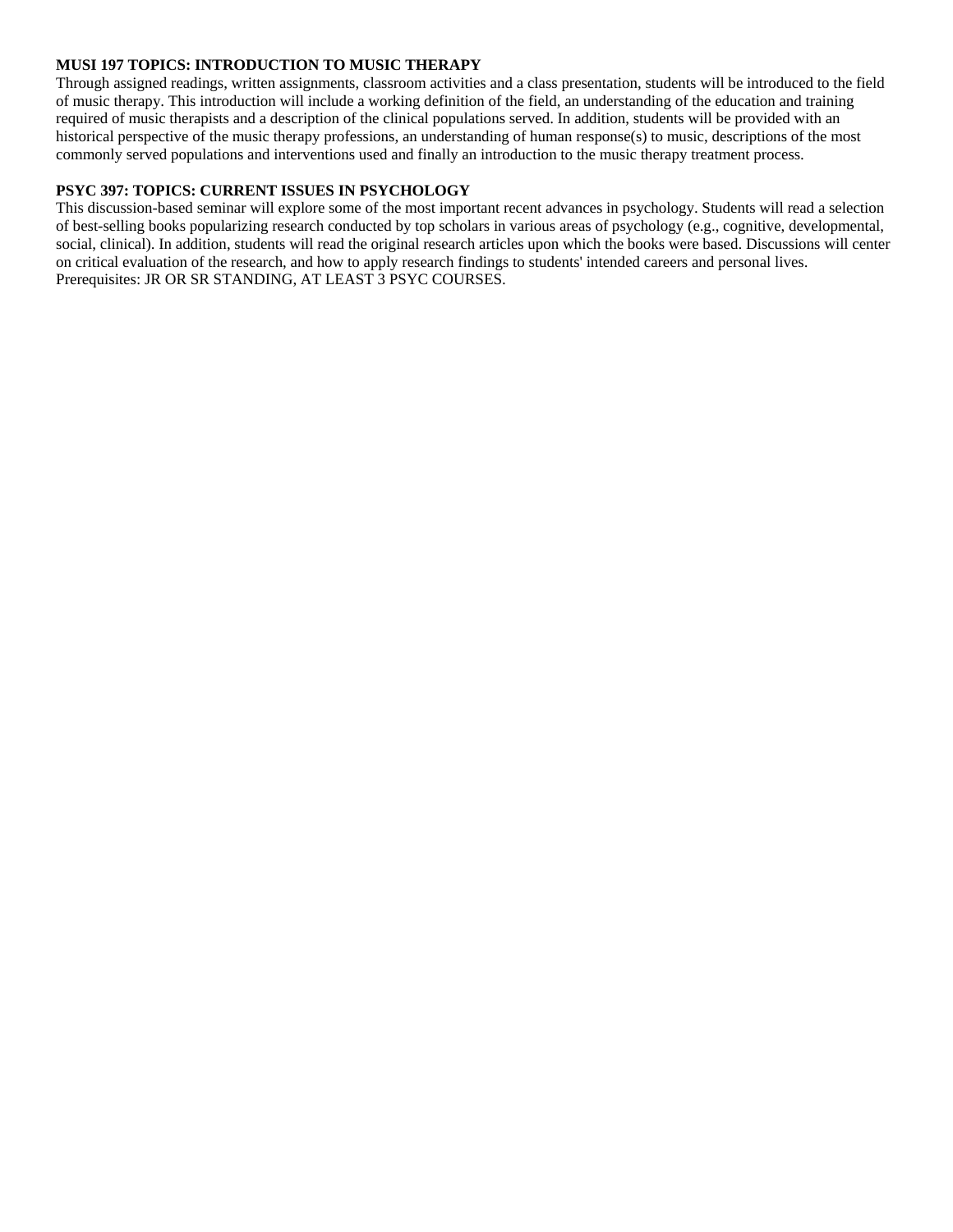**MUSI 197 TOPICS: INTRODUCTION TO MUSIC THERAPY**

Through assigned readings, written assignments, classroom activities and a class presentation, students will be introduced to the field of music therapy. This introduction will include a working definition of the field, an understanding of the education and training required of music therapists and a description of the clinical populations served. In addition, students will be provided with an historical perspective of the music therapy professions, an understanding of human response(s) to music, descriptions of the most commonly served populations and interventions used and finally an introduction to the music therapy treatment process.

**PSYC 397: TOPICS: CURRENT ISSUES IN PSYCHOLOGY**

This discussion-based seminar will explore some of the most important recent advances in psychology. Students will read a selection of best-selling books popularizing research conducted by top scholars in various areas of psychology (e.g., cognitive, developmental, social, clinical). In addition, students will read the original research articles upon which the books were based. Discussions will center on critical evaluation of the research, and how to apply research findings to students' intended careers and personal lives. Prerequisites: JR OR SR STANDING, AT LEAST 3 PSYC COURSES.